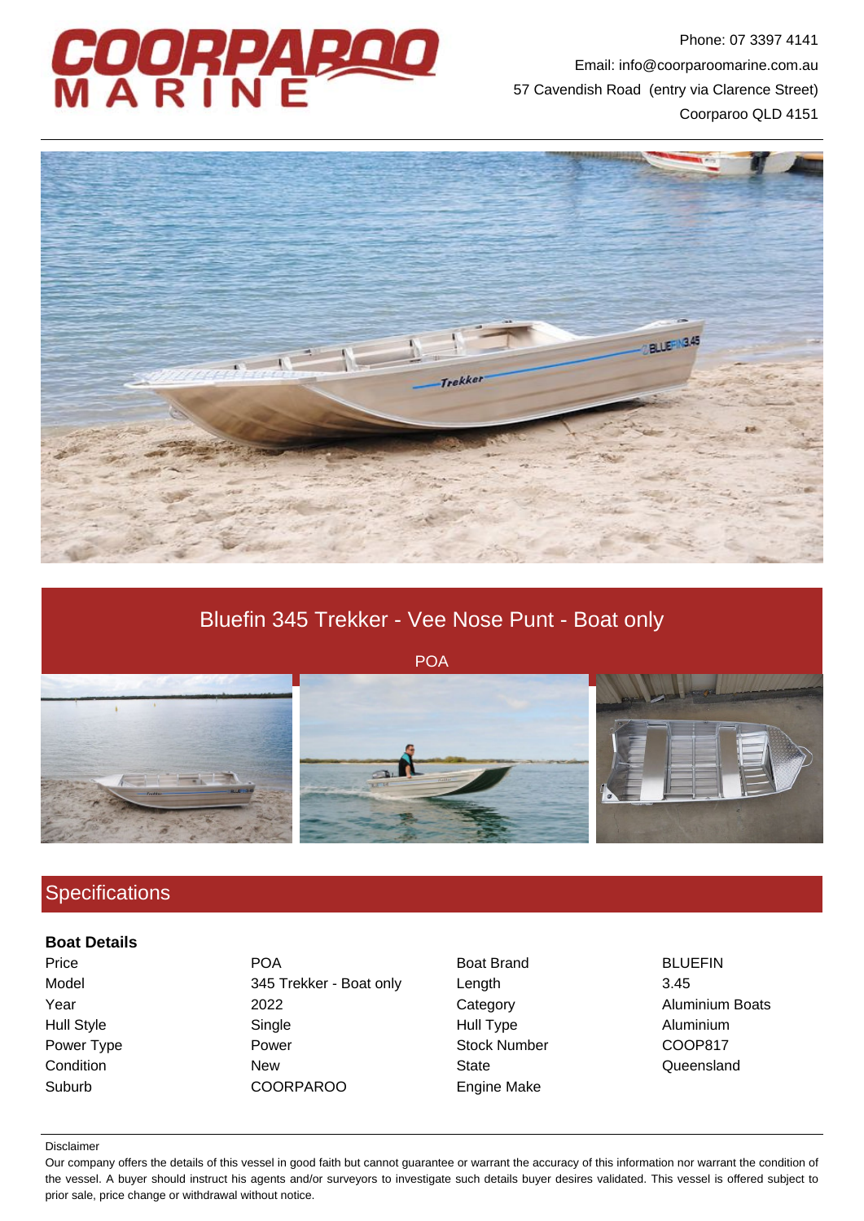# COORPAROO MARINE

Phone: 07 3397 4141
Email: info@coorparoomarine.com.au
57 Cavendish Road (entry via Clarence Street)
Coorparoo QLD 4151

## Bluefin 345 Trekker - Vee Nose Punt - Boat only

POA

## Specifications

### Boat Details

| | | | |
|---|---|---|---|
| Price | POA | Boat Brand | BLUEFIN |
| Model | 345 Trekker - Boat only | Length | 3.45 |
| Year | 2022 | Category | Aluminium Boats |
| Hull Style | Single | Hull Type | Aluminium |
| Power Type | Power | Stock Number | COOP817 |
| Condition | New | State | Queensland |
| Suburb | COORPAROO | Engine Make | |

Disclaimer

Our company offers the details of this vessel in good faith but cannot guarantee or warrant the accuracy of this information nor warrant the condition of the vessel. A buyer should instruct his agents and/or surveyors to investigate such details buyer desires validated. This vessel is offered subject to prior sale, price change or withdrawal without notice.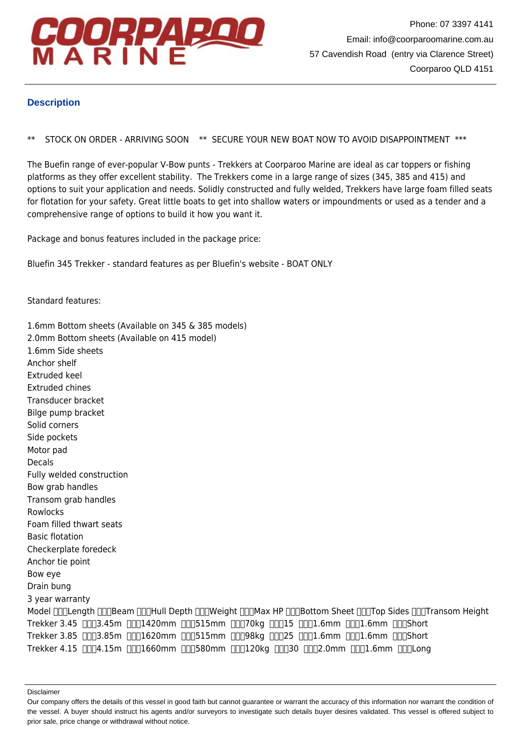## Description

** STOCK ON ORDER - ARRIVING SOON ** SECURE YOUR NEW BOAT NOW TO AVOID DISAPPOINTMENT ***

The Buefin range of ever-popular V-Bow punts - Trekkers at Coorparoo Marine are ideal as car toppers or fishing platforms as they offer excellent stability. The Trekkers come in a large range of sizes (345, 385 and 415) and options to suit your application and needs. Solidly constructed and fully welded, Trekkers have large foam filled seats for flotation for your safety. Great little boats to get into shallow waters or impoundments or used as a tender and a comprehensive range of options to build it how you want it.

Package and bonus features included in the package price:

Bluefin 345 Trekker - standard features as per Bluefin's website - BOAT ONLY

Standard features:

1.6mm Bottom sheets (Available on 345 & 385 models)
2.0mm Bottom sheets (Available on 415 model)
1.6mm Side sheets
Anchor shelf
Extruded keel
Extruded chines
Transducer bracket
Bilge pump bracket
Solid corners
Side pockets
Motor pad
Decals
Fully welded construction
Bow grab handles
Transom grab handles
Rowlocks
Foam filled thwart seats
Basic flotation
Checkerplate foredeck
Anchor tie point
Bow eye
Drain bung
3 year warranty

| Model | Length | Beam | Hull Depth | Weight | Max HP | Bottom Sheet | Top Sides | Transom Height |
|---|---|---|---|---|---|---|---|---|
| Trekker 3.45 | 3.45m | 1420mm | 515mm | 70kg | 15 | 1.6mm | 1.6mm | Short |
| Trekker 3.85 | 3.85m | 1620mm | 515mm | 98kg | 25 | 1.6mm | 1.6mm | Short |
| Trekker 4.15 | 4.15m | 1660mm | 580mm | 120kg | 30 | 2.0mm | 1.6mm | Long |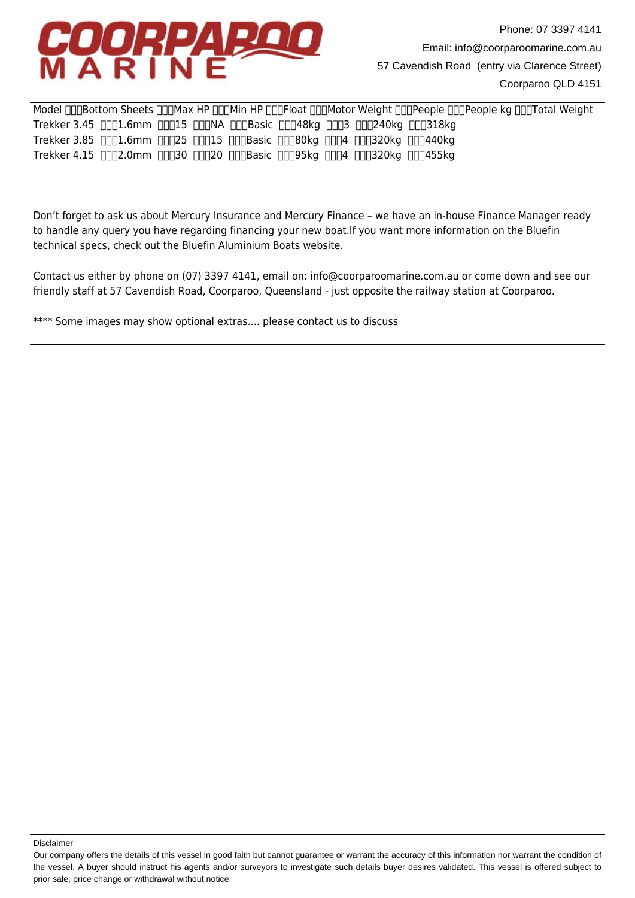| Model | Bottom Sheets | Max HP | Min HP | Float | Motor Weight | People | People kg | Total Weight |
|---|---|---|---|---|---|---|---|---|
| Trekker 3.45 | 1.6mm | 15 | NA | Basic | 48kg | 3 | 240kg | 318kg |
| Trekker 3.85 | 1.6mm | 25 | 15 | Basic | 80kg | 4 | 320kg | 440kg |
| Trekker 4.15 | 2.0mm | 30 | 20 | Basic | 95kg | 4 | 320kg | 455kg |

Don’t forget to ask us about Mercury Insurance and Mercury Finance – we have an in-house Finance Manager ready to handle any query you have regarding financing your new boat.If you want more information on the Bluefin technical specs, check out the Bluefin Aluminium Boats website.

Contact us either by phone on (07) 3397 4141, email on: info@coorparoomarine.com.au or come down and see our friendly staff at 57 Cavendish Road, Coorparoo, Queensland - just opposite the railway station at Coorparoo.

**** Some images may show optional extras.... please contact us to discuss